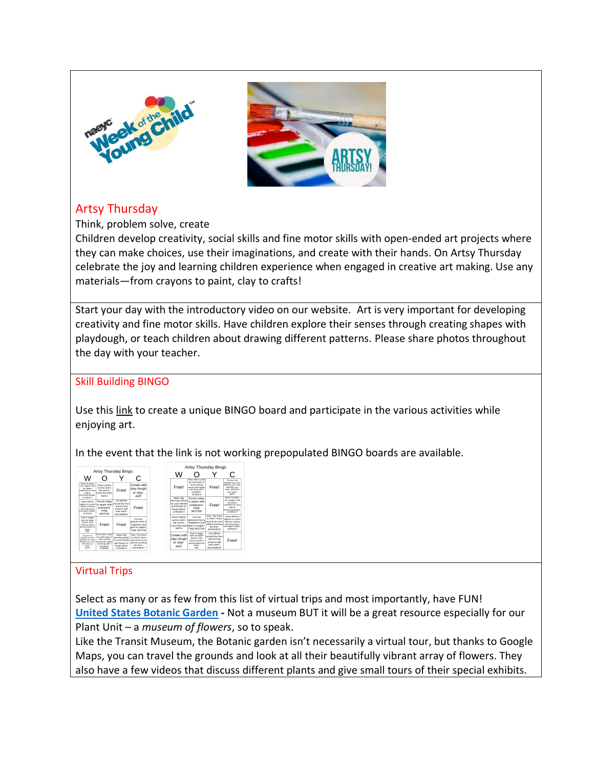## Artsy Thursday

Think, problem solve, create

Children develop creativity, social skills and fine motor skills with open-ended art projects where they can make choices, use their imaginations, and create with their hands. On Artsy Thursday celebrate the joy and learning children experience when engaged in creative art making. Use any materials—from crayons to paint, clay to crafts!

Start your day with the introductory video on our website. Art is very important for developing creativity and fine motor skills. Have children explore their senses through creating shapes with playdough, or teach children about drawing different patterns. Please share photos throughout the day with your teacher.

## Skill Building BINGO

Use this link to create a unique BINGO board and participate in the various activities while enjoying art.

In the event that the link is not working prepopulated BINGO boards are available.

## Virtual Trips

Select as many or as few from this list of virtual trips and most importantly, have FUN!

**United States Botanic Garden** - Not a museum BUT it will be a great resource especially for our Plant Unit – a *museum of flowers*, so to speak.

Like the Transit Museum, the Botanic garden isn't necessarily a virtual tour, but thanks to Google Maps, you can travel the grounds and look at all their beautifully vibrant array of flowers. They also have a few videos that discuss different plants and give small tours of their special exhibits.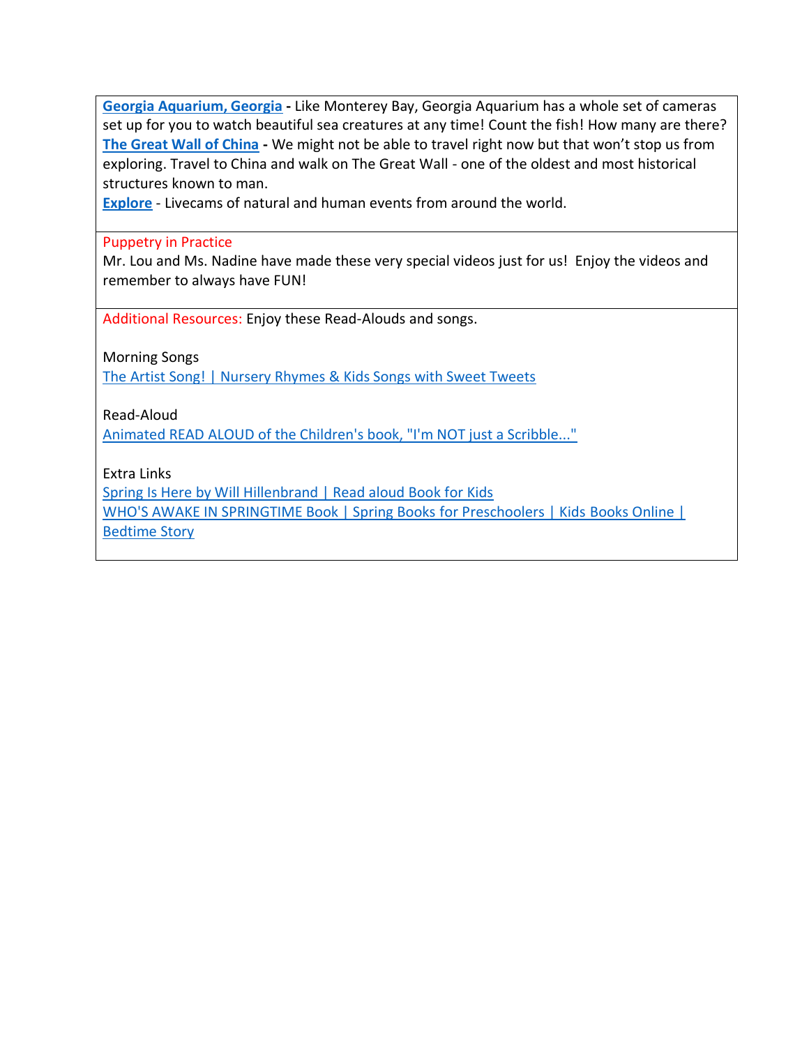**Georgia Aquarium, Georgia** - Like Monterey Bay, Georgia Aquarium has a whole set of cameras set up for you to watch beautiful sea creatures at any time! Count the fish! How many are there?
**The Great Wall of China** - We might not be able to travel right now but that won't stop us from exploring. Travel to China and walk on The Great Wall - one of the oldest and most historical structures known to man.
**Explore** - Livecams of natural and human events from around the world.

Puppetry in Practice
Mr. Lou and Ms. Nadine have made these very special videos just for us! Enjoy the videos and remember to always have FUN!

Additional Resources: Enjoy these Read-Alouds and songs.

Morning Songs
The Artist Song! | Nursery Rhymes & Kids Songs with Sweet Tweets

Read-Aloud
Animated READ ALOUD of the Children's book, "I'm NOT just a Scribble..."

Extra Links
Spring Is Here by Will Hillenbrand | Read aloud Book for Kids
WHO'S AWAKE IN SPRINGTIME Book | Spring Books for Preschoolers | Kids Books Online | Bedtime Story